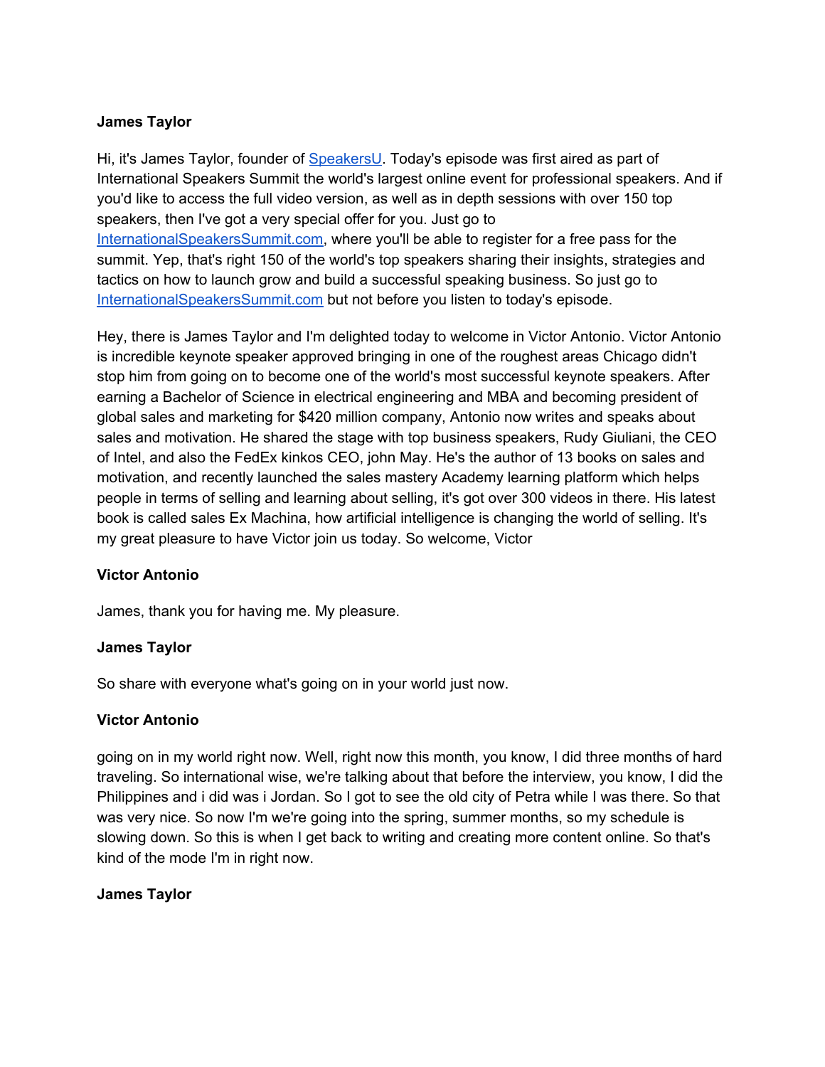**James Taylor**

Hi, it's James Taylor, founder of [SpeakersU](). Today's episode was first aired as part of International Speakers Summit the world's largest online event for professional speakers. And if you'd like to access the full video version, as well as in depth sessions with over 150 top speakers, then I've got a very special offer for you. Just go to [InternationalSpeakersSummit.com](), where you'll be able to register for a free pass for the summit. Yep, that's right 150 of the world's top speakers sharing their insights, strategies and tactics on how to launch grow and build a successful speaking business. So just go to [InternationalSpeakersSummit.com]() but not before you listen to today's episode.

Hey, there is James Taylor and I'm delighted today to welcome in Victor Antonio. Victor Antonio is incredible keynote speaker approved bringing in one of the roughest areas Chicago didn't stop him from going on to become one of the world's most successful keynote speakers. After earning a Bachelor of Science in electrical engineering and MBA and becoming president of global sales and marketing for $420 million company, Antonio now writes and speaks about sales and motivation. He shared the stage with top business speakers, Rudy Giuliani, the CEO of Intel, and also the FedEx kinkos CEO, john May. He's the author of 13 books on sales and motivation, and recently launched the sales mastery Academy learning platform which helps people in terms of selling and learning about selling, it's got over 300 videos in there. His latest book is called sales Ex Machina, how artificial intelligence is changing the world of selling. It's my great pleasure to have Victor join us today. So welcome, Victor

**Victor Antonio**

James, thank you for having me. My pleasure.

**James Taylor**

So share with everyone what's going on in your world just now.

**Victor Antonio**

going on in my world right now. Well, right now this month, you know, I did three months of hard traveling. So international wise, we're talking about that before the interview, you know, I did the Philippines and i did was i Jordan. So I got to see the old city of Petra while I was there. So that was very nice. So now I'm we're going into the spring, summer months, so my schedule is slowing down. So this is when I get back to writing and creating more content online. So that's kind of the mode I'm in right now.

**James Taylor**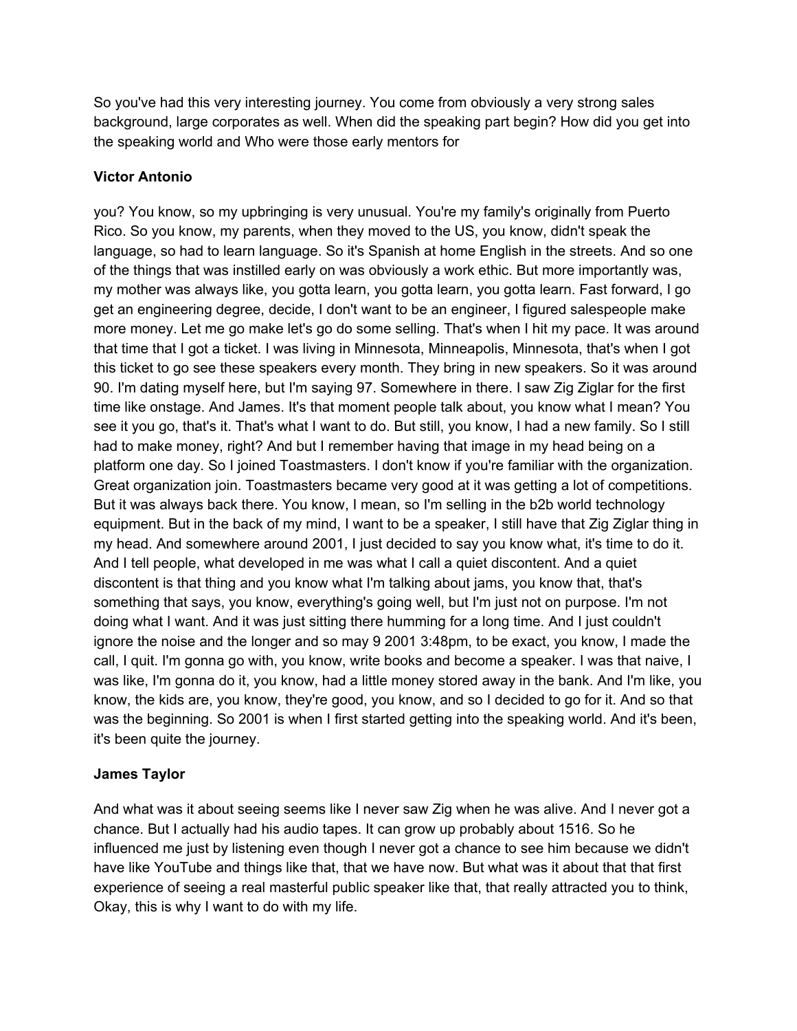So you've had this very interesting journey. You come from obviously a very strong sales background, large corporates as well. When did the speaking part begin? How did you get into the speaking world and Who were those early mentors for

**Victor Antonio**

you? You know, so my upbringing is very unusual. You're my family's originally from Puerto Rico. So you know, my parents, when they moved to the US, you know, didn't speak the language, so had to learn language. So it's Spanish at home English in the streets. And so one of the things that was instilled early on was obviously a work ethic. But more importantly was, my mother was always like, you gotta learn, you gotta learn, you gotta learn. Fast forward, I go get an engineering degree, decide, I don't want to be an engineer, I figured salespeople make more money. Let me go make let's go do some selling. That's when I hit my pace. It was around that time that I got a ticket. I was living in Minnesota, Minneapolis, Minnesota, that's when I got this ticket to go see these speakers every month. They bring in new speakers. So it was around 90. I'm dating myself here, but I'm saying 97. Somewhere in there. I saw Zig Ziglar for the first time like onstage. And James. It's that moment people talk about, you know what I mean? You see it you go, that's it. That's what I want to do. But still, you know, I had a new family. So I still had to make money, right? And but I remember having that image in my head being on a platform one day. So I joined Toastmasters. I don't know if you're familiar with the organization. Great organization join. Toastmasters became very good at it was getting a lot of competitions. But it was always back there. You know, I mean, so I'm selling in the b2b world technology equipment. But in the back of my mind, I want to be a speaker, I still have that Zig Ziglar thing in my head. And somewhere around 2001, I just decided to say you know what, it's time to do it. And I tell people, what developed in me was what I call a quiet discontent. And a quiet discontent is that thing and you know what I'm talking about jams, you know that, that's something that says, you know, everything's going well, but I'm just not on purpose. I'm not doing what I want. And it was just sitting there humming for a long time. And I just couldn't ignore the noise and the longer and so may 9 2001 3:48pm, to be exact, you know, I made the call, I quit. I'm gonna go with, you know, write books and become a speaker. I was that naive, I was like, I'm gonna do it, you know, had a little money stored away in the bank. And I'm like, you know, the kids are, you know, they're good, you know, and so I decided to go for it. And so that was the beginning. So 2001 is when I first started getting into the speaking world. And it's been, it's been quite the journey.

**James Taylor**

And what was it about seeing seems like I never saw Zig when he was alive. And I never got a chance. But I actually had his audio tapes. It can grow up probably about 1516. So he influenced me just by listening even though I never got a chance to see him because we didn't have like YouTube and things like that, that we have now. But what was it about that that first experience of seeing a real masterful public speaker like that, that really attracted you to think, Okay, this is why I want to do with my life.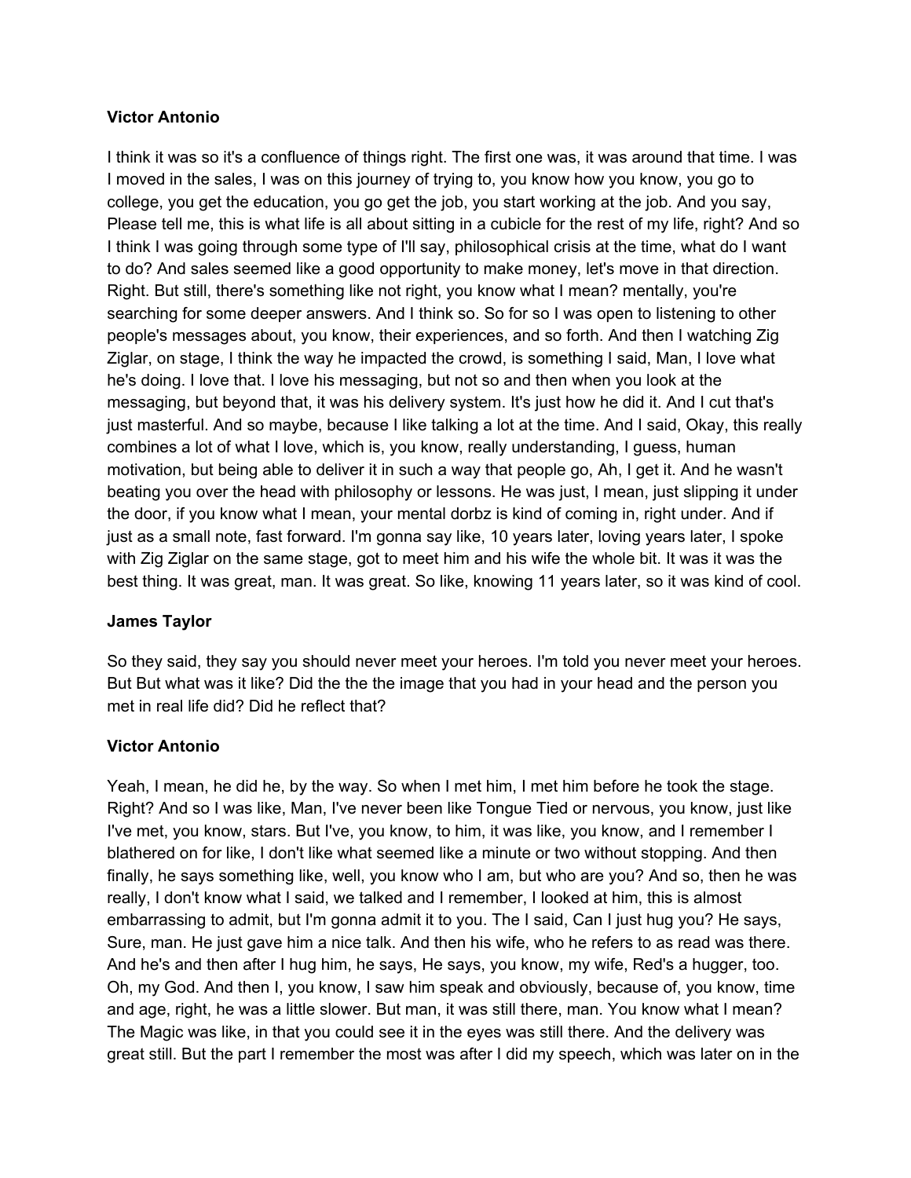**Victor Antonio**

I think it was so it's a confluence of things right. The first one was, it was around that time. I was I moved in the sales, I was on this journey of trying to, you know how you know, you go to college, you get the education, you go get the job, you start working at the job. And you say, Please tell me, this is what life is all about sitting in a cubicle for the rest of my life, right? And so I think I was going through some type of I'll say, philosophical crisis at the time, what do I want to do? And sales seemed like a good opportunity to make money, let's move in that direction. Right. But still, there's something like not right, you know what I mean? mentally, you're searching for some deeper answers. And I think so. So for so I was open to listening to other people's messages about, you know, their experiences, and so forth. And then I watching Zig Ziglar, on stage, I think the way he impacted the crowd, is something I said, Man, I love what he's doing. I love that. I love his messaging, but not so and then when you look at the messaging, but beyond that, it was his delivery system. It's just how he did it. And I cut that's just masterful. And so maybe, because I like talking a lot at the time. And I said, Okay, this really combines a lot of what I love, which is, you know, really understanding, I guess, human motivation, but being able to deliver it in such a way that people go, Ah, I get it. And he wasn't beating you over the head with philosophy or lessons. He was just, I mean, just slipping it under the door, if you know what I mean, your mental dorbz is kind of coming in, right under. And if just as a small note, fast forward. I'm gonna say like, 10 years later, loving years later, I spoke with Zig Ziglar on the same stage, got to meet him and his wife the whole bit. It was it was the best thing. It was great, man. It was great. So like, knowing 11 years later, so it was kind of cool.

**James Taylor**

So they said, they say you should never meet your heroes. I'm told you never meet your heroes. But But what was it like? Did the the the image that you had in your head and the person you met in real life did? Did he reflect that?

**Victor Antonio**

Yeah, I mean, he did he, by the way. So when I met him, I met him before he took the stage. Right? And so I was like, Man, I've never been like Tongue Tied or nervous, you know, just like I've met, you know, stars. But I've, you know, to him, it was like, you know, and I remember I blathered on for like, I don't like what seemed like a minute or two without stopping. And then finally, he says something like, well, you know who I am, but who are you? And so, then he was really, I don't know what I said, we talked and I remember, I looked at him, this is almost embarrassing to admit, but I'm gonna admit it to you. The I said, Can I just hug you? He says, Sure, man. He just gave him a nice talk. And then his wife, who he refers to as read was there. And he's and then after I hug him, he says, He says, you know, my wife, Red's a hugger, too. Oh, my God. And then I, you know, I saw him speak and obviously, because of, you know, time and age, right, he was a little slower. But man, it was still there, man. You know what I mean? The Magic was like, in that you could see it in the eyes was still there. And the delivery was great still. But the part I remember the most was after I did my speech, which was later on in the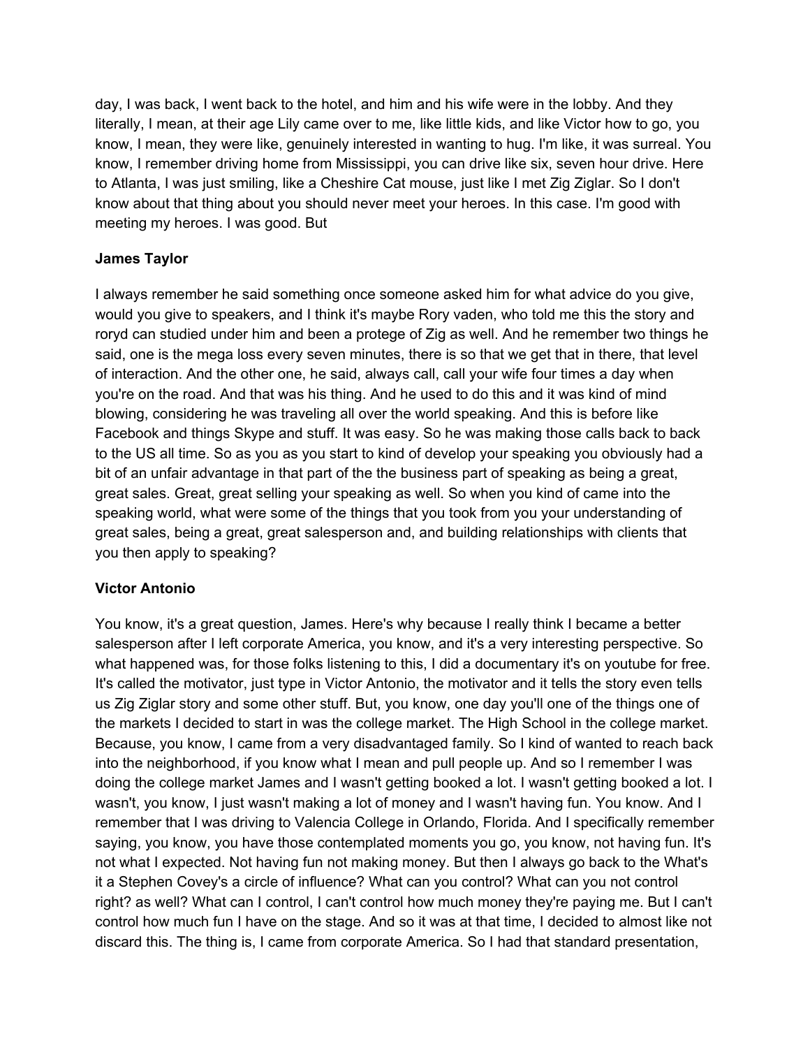day, I was back, I went back to the hotel, and him and his wife were in the lobby. And they literally, I mean, at their age Lily came over to me, like little kids, and like Victor how to go, you know, I mean, they were like, genuinely interested in wanting to hug. I'm like, it was surreal. You know, I remember driving home from Mississippi, you can drive like six, seven hour drive. Here to Atlanta, I was just smiling, like a Cheshire Cat mouse, just like I met Zig Ziglar. So I don't know about that thing about you should never meet your heroes. In this case. I'm good with meeting my heroes. I was good. But

**James Taylor**

I always remember he said something once someone asked him for what advice do you give, would you give to speakers, and I think it's maybe Rory vaden, who told me this the story and roryd can studied under him and been a protege of Zig as well. And he remember two things he said, one is the mega loss every seven minutes, there is so that we get that in there, that level of interaction. And the other one, he said, always call, call your wife four times a day when you're on the road. And that was his thing. And he used to do this and it was kind of mind blowing, considering he was traveling all over the world speaking. And this is before like Facebook and things Skype and stuff. It was easy. So he was making those calls back to back to the US all time. So as you as you start to kind of develop your speaking you obviously had a bit of an unfair advantage in that part of the the business part of speaking as being a great, great sales. Great, great selling your speaking as well. So when you kind of came into the speaking world, what were some of the things that you took from you your understanding of great sales, being a great, great salesperson and, and building relationships with clients that you then apply to speaking?

**Victor Antonio**

You know, it's a great question, James. Here's why because I really think I became a better salesperson after I left corporate America, you know, and it's a very interesting perspective. So what happened was, for those folks listening to this, I did a documentary it's on youtube for free. It's called the motivator, just type in Victor Antonio, the motivator and it tells the story even tells us Zig Ziglar story and some other stuff. But, you know, one day you'll one of the things one of the markets I decided to start in was the college market. The High School in the college market. Because, you know, I came from a very disadvantaged family. So I kind of wanted to reach back into the neighborhood, if you know what I mean and pull people up. And so I remember I was doing the college market James and I wasn't getting booked a lot. I wasn't getting booked a lot. I wasn't, you know, I just wasn't making a lot of money and I wasn't having fun. You know. And I remember that I was driving to Valencia College in Orlando, Florida. And I specifically remember saying, you know, you have those contemplated moments you go, you know, not having fun. It's not what I expected. Not having fun not making money. But then I always go back to the What's it a Stephen Covey's a circle of influence? What can you control? What can you not control right? as well? What can I control, I can't control how much money they're paying me. But I can't control how much fun I have on the stage. And so it was at that time, I decided to almost like not discard this. The thing is, I came from corporate America. So I had that standard presentation,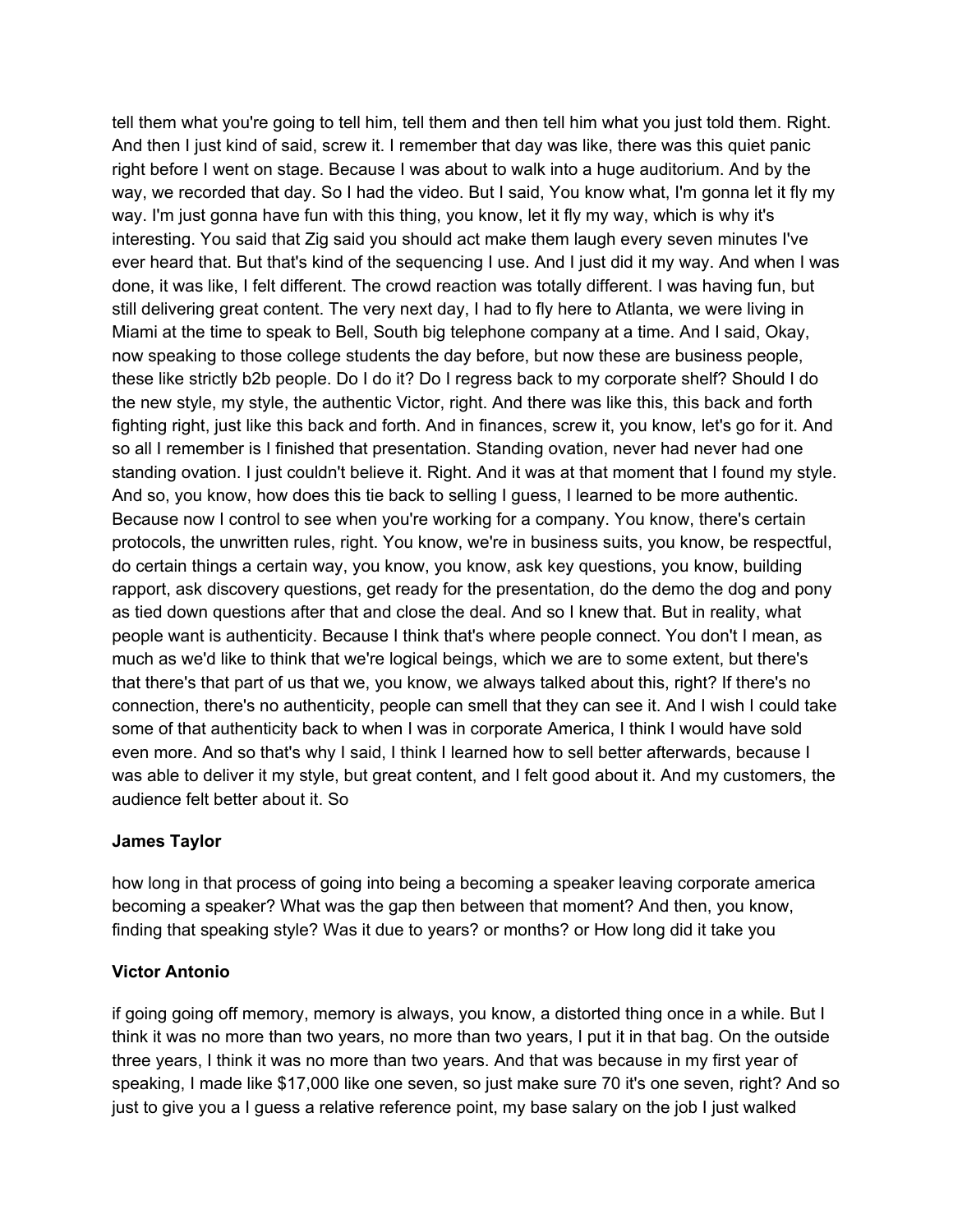tell them what you're going to tell him, tell them and then tell him what you just told them. Right. And then I just kind of said, screw it. I remember that day was like, there was this quiet panic right before I went on stage. Because I was about to walk into a huge auditorium. And by the way, we recorded that day. So I had the video. But I said, You know what, I'm gonna let it fly my way. I'm just gonna have fun with this thing, you know, let it fly my way, which is why it's interesting. You said that Zig said you should act make them laugh every seven minutes I've ever heard that. But that's kind of the sequencing I use. And I just did it my way. And when I was done, it was like, I felt different. The crowd reaction was totally different. I was having fun, but still delivering great content. The very next day, I had to fly here to Atlanta, we were living in Miami at the time to speak to Bell, South big telephone company at a time. And I said, Okay, now speaking to those college students the day before, but now these are business people, these like strictly b2b people. Do I do it? Do I regress back to my corporate shelf? Should I do the new style, my style, the authentic Victor, right. And there was like this, this back and forth fighting right, just like this back and forth. And in finances, screw it, you know, let's go for it. And so all I remember is I finished that presentation. Standing ovation, never had never had one standing ovation. I just couldn't believe it. Right. And it was at that moment that I found my style. And so, you know, how does this tie back to selling I guess, I learned to be more authentic. Because now I control to see when you're working for a company. You know, there's certain protocols, the unwritten rules, right. You know, we're in business suits, you know, be respectful, do certain things a certain way, you know, you know, ask key questions, you know, building rapport, ask discovery questions, get ready for the presentation, do the demo the dog and pony as tied down questions after that and close the deal. And so I knew that. But in reality, what people want is authenticity. Because I think that's where people connect. You don't I mean, as much as we'd like to think that we're logical beings, which we are to some extent, but there's that there's that part of us that we, you know, we always talked about this, right? If there's no connection, there's no authenticity, people can smell that they can see it. And I wish I could take some of that authenticity back to when I was in corporate America, I think I would have sold even more. And so that's why I said, I think I learned how to sell better afterwards, because I was able to deliver it my style, but great content, and I felt good about it. And my customers, the audience felt better about it. So

**James Taylor**

how long in that process of going into being a becoming a speaker leaving corporate america becoming a speaker? What was the gap then between that moment? And then, you know, finding that speaking style? Was it due to years? or months? or How long did it take you

**Victor Antonio**

if going going off memory, memory is always, you know, a distorted thing once in a while. But I think it was no more than two years, no more than two years, I put it in that bag. On the outside three years, I think it was no more than two years. And that was because in my first year of speaking, I made like $17,000 like one seven, so just make sure 70 it's one seven, right? And so just to give you a I guess a relative reference point, my base salary on the job I just walked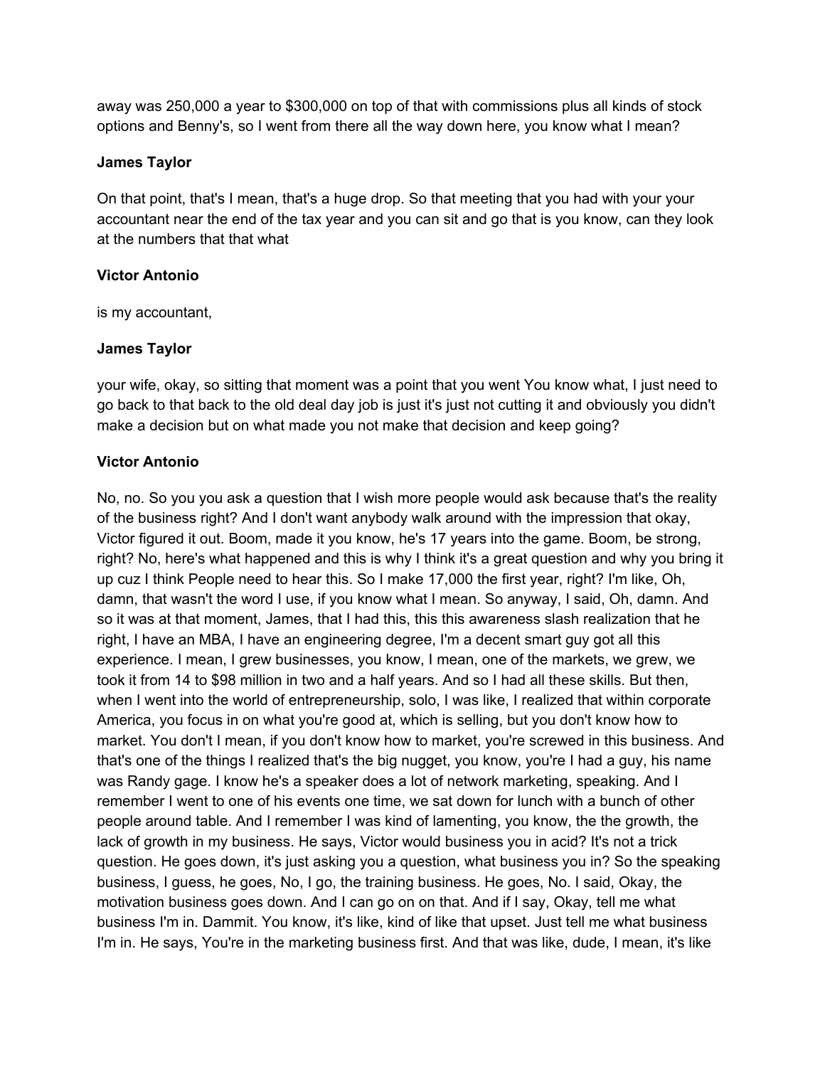away was 250,000 a year to $300,000 on top of that with commissions plus all kinds of stock options and Benny's, so I went from there all the way down here, you know what I mean?

**James Taylor**

On that point, that's I mean, that's a huge drop. So that meeting that you had with your your accountant near the end of the tax year and you can sit and go that is you know, can they look at the numbers that that what

**Victor Antonio**

is my accountant,

**James Taylor**

your wife, okay, so sitting that moment was a point that you went You know what, I just need to go back to that back to the old deal day job is just it's just not cutting it and obviously you didn't make a decision but on what made you not make that decision and keep going?

**Victor Antonio**

No, no. So you you ask a question that I wish more people would ask because that's the reality of the business right? And I don't want anybody walk around with the impression that okay, Victor figured it out. Boom, made it you know, he's 17 years into the game. Boom, be strong, right? No, here's what happened and this is why I think it's a great question and why you bring it up cuz I think People need to hear this. So I make 17,000 the first year, right? I'm like, Oh, damn, that wasn't the word I use, if you know what I mean. So anyway, I said, Oh, damn. And so it was at that moment, James, that I had this, this this awareness slash realization that he right, I have an MBA, I have an engineering degree, I'm a decent smart guy got all this experience. I mean, I grew businesses, you know, I mean, one of the markets, we grew, we took it from 14 to $98 million in two and a half years. And so I had all these skills. But then, when I went into the world of entrepreneurship, solo, I was like, I realized that within corporate America, you focus in on what you're good at, which is selling, but you don't know how to market. You don't I mean, if you don't know how to market, you're screwed in this business. And that's one of the things I realized that's the big nugget, you know, you're I had a guy, his name was Randy gage. I know he's a speaker does a lot of network marketing, speaking. And I remember I went to one of his events one time, we sat down for lunch with a bunch of other people around table. And I remember I was kind of lamenting, you know, the the growth, the lack of growth in my business. He says, Victor would business you in acid? It's not a trick question. He goes down, it's just asking you a question, what business you in? So the speaking business, I guess, he goes, No, I go, the training business. He goes, No. I said, Okay, the motivation business goes down. And I can go on on that. And if I say, Okay, tell me what business I'm in. Dammit. You know, it's like, kind of like that upset. Just tell me what business I'm in. He says, You're in the marketing business first. And that was like, dude, I mean, it's like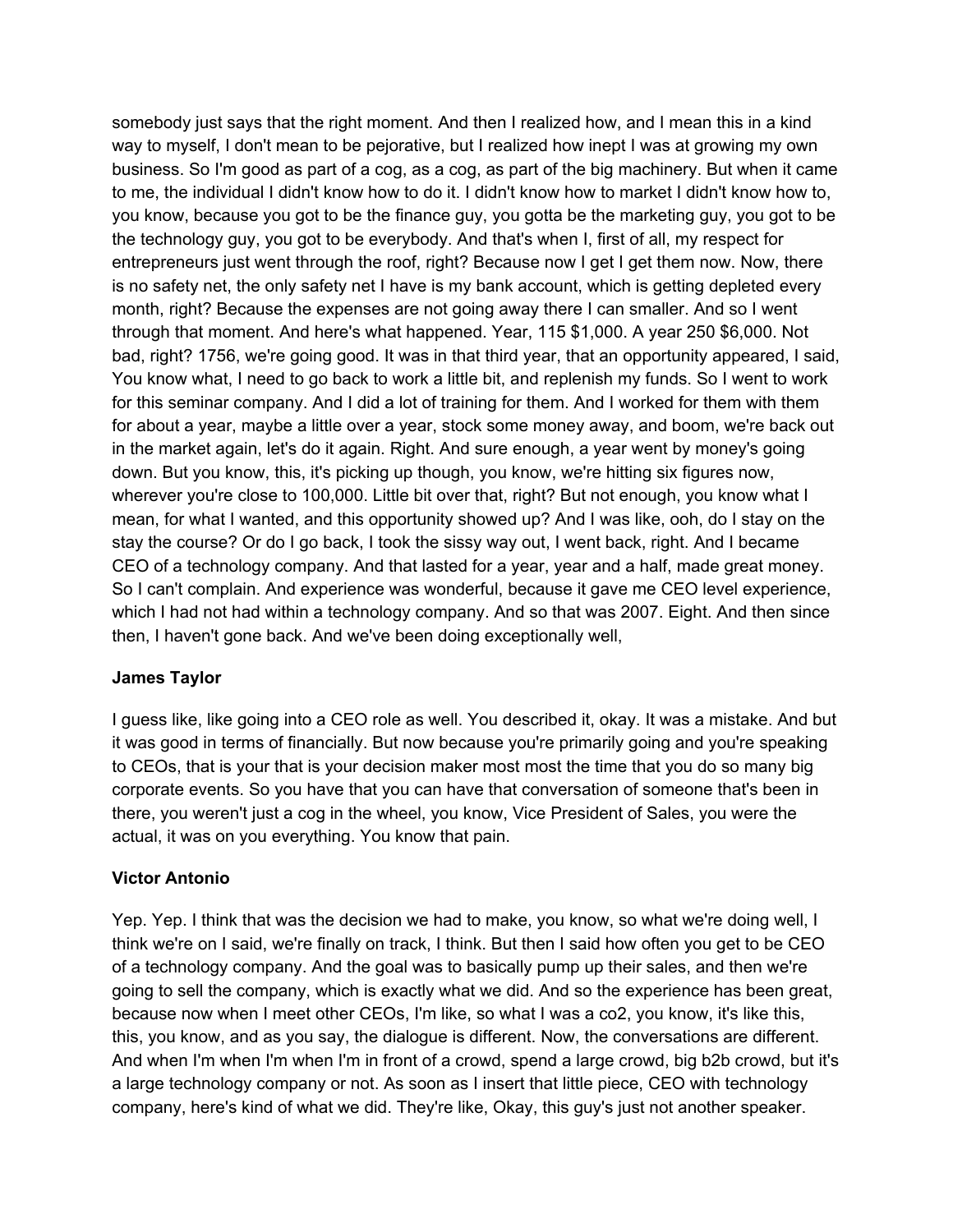somebody just says that the right moment. And then I realized how, and I mean this in a kind way to myself, I don't mean to be pejorative, but I realized how inept I was at growing my own business. So I'm good as part of a cog, as a cog, as part of the big machinery. But when it came to me, the individual I didn't know how to do it. I didn't know how to market I didn't know how to, you know, because you got to be the finance guy, you gotta be the marketing guy, you got to be the technology guy, you got to be everybody. And that's when I, first of all, my respect for entrepreneurs just went through the roof, right? Because now I get I get them now. Now, there is no safety net, the only safety net I have is my bank account, which is getting depleted every month, right? Because the expenses are not going away there I can smaller. And so I went through that moment. And here's what happened. Year, 115 $1,000. A year 250 $6,000. Not bad, right? 1756, we're going good. It was in that third year, that an opportunity appeared, I said, You know what, I need to go back to work a little bit, and replenish my funds. So I went to work for this seminar company. And I did a lot of training for them. And I worked for them with them for about a year, maybe a little over a year, stock some money away, and boom, we're back out in the market again, let's do it again. Right. And sure enough, a year went by money's going down. But you know, this, it's picking up though, you know, we're hitting six figures now, wherever you're close to 100,000. Little bit over that, right? But not enough, you know what I mean, for what I wanted, and this opportunity showed up? And I was like, ooh, do I stay on the stay the course? Or do I go back, I took the sissy way out, I went back, right. And I became CEO of a technology company. And that lasted for a year, year and a half, made great money. So I can't complain. And experience was wonderful, because it gave me CEO level experience, which I had not had within a technology company. And so that was 2007. Eight. And then since then, I haven't gone back. And we've been doing exceptionally well,

**James Taylor**

I guess like, like going into a CEO role as well. You described it, okay. It was a mistake. And but it was good in terms of financially. But now because you're primarily going and you're speaking to CEOs, that is your that is your decision maker most most the time that you do so many big corporate events. So you have that you can have that conversation of someone that's been in there, you weren't just a cog in the wheel, you know, Vice President of Sales, you were the actual, it was on you everything. You know that pain.

**Victor Antonio**

Yep. Yep. I think that was the decision we had to make, you know, so what we're doing well, I think we're on I said, we're finally on track, I think. But then I said how often you get to be CEO of a technology company. And the goal was to basically pump up their sales, and then we're going to sell the company, which is exactly what we did. And so the experience has been great, because now when I meet other CEOs, I'm like, so what I was a co2, you know, it's like this, this, you know, and as you say, the dialogue is different. Now, the conversations are different. And when I'm when I'm when I'm in front of a crowd, spend a large crowd, big b2b crowd, but it's a large technology company or not. As soon as I insert that little piece, CEO with technology company, here's kind of what we did. They're like, Okay, this guy's just not another speaker.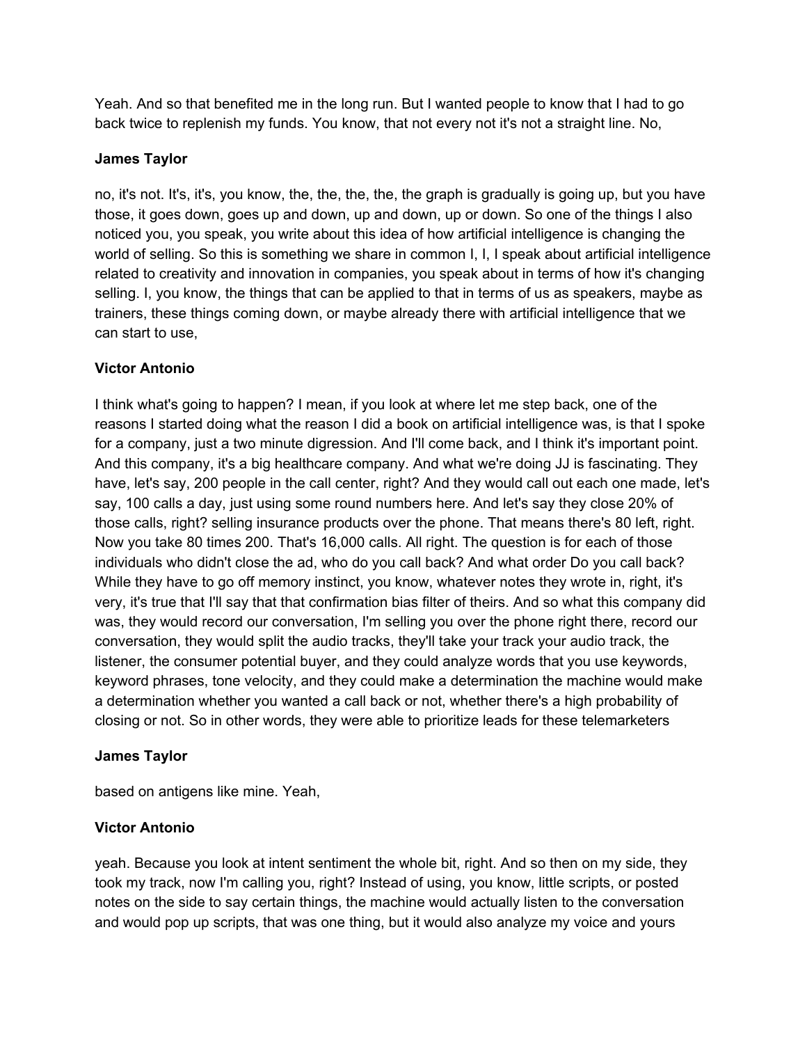Yeah. And so that benefited me in the long run. But I wanted people to know that I had to go back twice to replenish my funds. You know, that not every not it's not a straight line. No,

**James Taylor**

no, it's not. It's, it's, you know, the, the, the, the, the graph is gradually is going up, but you have those, it goes down, goes up and down, up and down, up or down. So one of the things I also noticed you, you speak, you write about this idea of how artificial intelligence is changing the world of selling. So this is something we share in common I, I, I speak about artificial intelligence related to creativity and innovation in companies, you speak about in terms of how it's changing selling. I, you know, the things that can be applied to that in terms of us as speakers, maybe as trainers, these things coming down, or maybe already there with artificial intelligence that we can start to use,

**Victor Antonio**

I think what's going to happen? I mean, if you look at where let me step back, one of the reasons I started doing what the reason I did a book on artificial intelligence was, is that I spoke for a company, just a two minute digression. And I'll come back, and I think it's important point. And this company, it's a big healthcare company. And what we're doing JJ is fascinating. They have, let's say, 200 people in the call center, right? And they would call out each one made, let's say, 100 calls a day, just using some round numbers here. And let's say they close 20% of those calls, right? selling insurance products over the phone. That means there's 80 left, right. Now you take 80 times 200. That's 16,000 calls. All right. The question is for each of those individuals who didn't close the ad, who do you call back? And what order Do you call back? While they have to go off memory instinct, you know, whatever notes they wrote in, right, it's very, it's true that I'll say that that confirmation bias filter of theirs. And so what this company did was, they would record our conversation, I'm selling you over the phone right there, record our conversation, they would split the audio tracks, they'll take your track your audio track, the listener, the consumer potential buyer, and they could analyze words that you use keywords, keyword phrases, tone velocity, and they could make a determination the machine would make a determination whether you wanted a call back or not, whether there's a high probability of closing or not. So in other words, they were able to prioritize leads for these telemarketers

**James Taylor**

based on antigens like mine. Yeah,

**Victor Antonio**

yeah. Because you look at intent sentiment the whole bit, right. And so then on my side, they took my track, now I'm calling you, right? Instead of using, you know, little scripts, or posted notes on the side to say certain things, the machine would actually listen to the conversation and would pop up scripts, that was one thing, but it would also analyze my voice and yours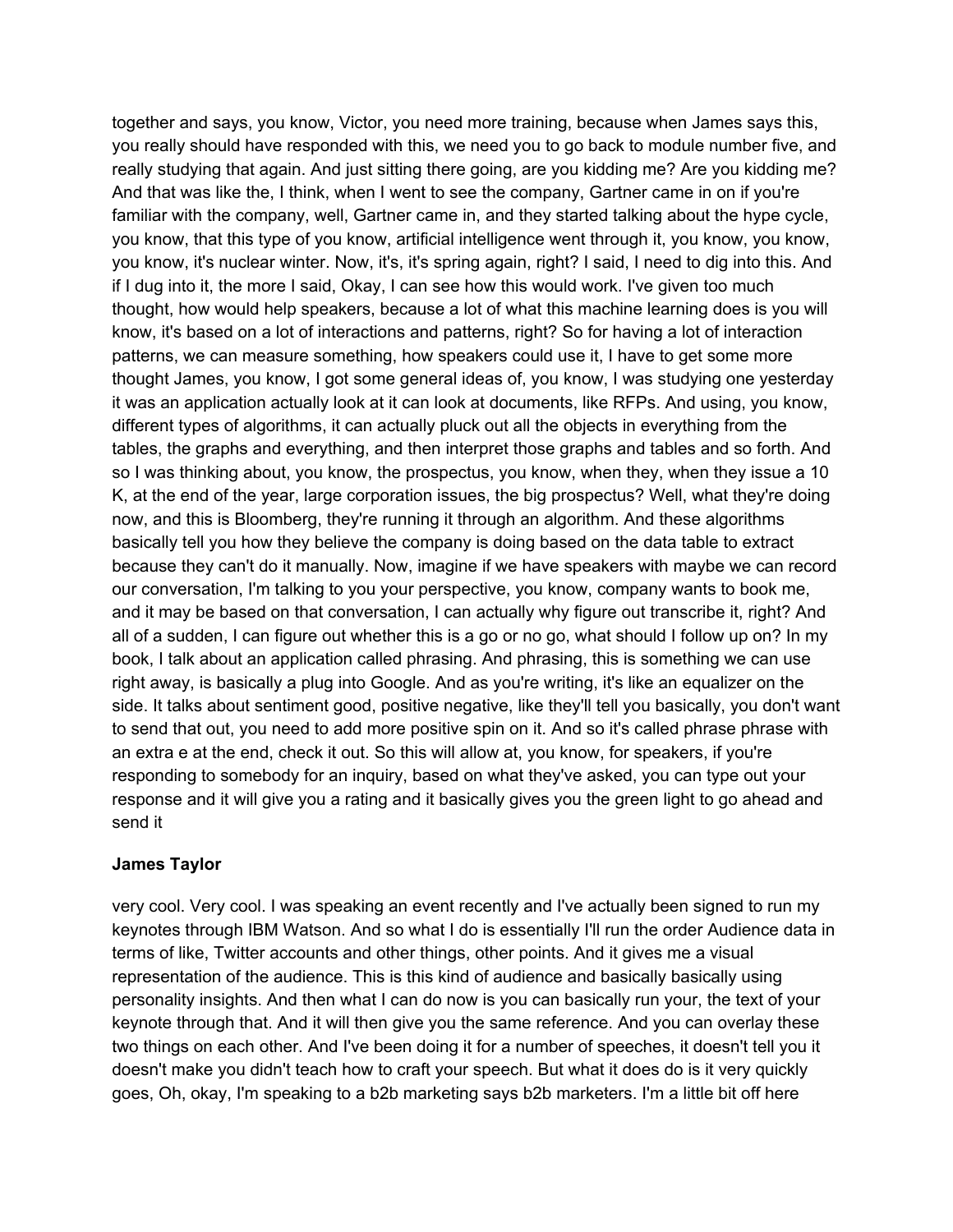together and says, you know, Victor, you need more training, because when James says this, you really should have responded with this, we need you to go back to module number five, and really studying that again. And just sitting there going, are you kidding me? Are you kidding me? And that was like the, I think, when I went to see the company, Gartner came in on if you're familiar with the company, well, Gartner came in, and they started talking about the hype cycle, you know, that this type of you know, artificial intelligence went through it, you know, you know, you know, it's nuclear winter. Now, it's, it's spring again, right? I said, I need to dig into this. And if I dug into it, the more I said, Okay, I can see how this would work. I've given too much thought, how would help speakers, because a lot of what this machine learning does is you will know, it's based on a lot of interactions and patterns, right? So for having a lot of interaction patterns, we can measure something, how speakers could use it, I have to get some more thought James, you know, I got some general ideas of, you know, I was studying one yesterday it was an application actually look at it can look at documents, like RFPs. And using, you know, different types of algorithms, it can actually pluck out all the objects in everything from the tables, the graphs and everything, and then interpret those graphs and tables and so forth. And so I was thinking about, you know, the prospectus, you know, when they, when they issue a 10 K, at the end of the year, large corporation issues, the big prospectus? Well, what they're doing now, and this is Bloomberg, they're running it through an algorithm. And these algorithms basically tell you how they believe the company is doing based on the data table to extract because they can't do it manually. Now, imagine if we have speakers with maybe we can record our conversation, I'm talking to you your perspective, you know, company wants to book me, and it may be based on that conversation, I can actually why figure out transcribe it, right? And all of a sudden, I can figure out whether this is a go or no go, what should I follow up on? In my book, I talk about an application called phrasing. And phrasing, this is something we can use right away, is basically a plug into Google. And as you're writing, it's like an equalizer on the side. It talks about sentiment good, positive negative, like they'll tell you basically, you don't want to send that out, you need to add more positive spin on it. And so it's called phrase phrase with an extra e at the end, check it out. So this will allow at, you know, for speakers, if you're responding to somebody for an inquiry, based on what they've asked, you can type out your response and it will give you a rating and it basically gives you the green light to go ahead and send it

**James Taylor**

very cool. Very cool. I was speaking an event recently and I've actually been signed to run my keynotes through IBM Watson. And so what I do is essentially I'll run the order Audience data in terms of like, Twitter accounts and other things, other points. And it gives me a visual representation of the audience. This is this kind of audience and basically basically using personality insights. And then what I can do now is you can basically run your, the text of your keynote through that. And it will then give you the same reference. And you can overlay these two things on each other. And I've been doing it for a number of speeches, it doesn't tell you it doesn't make you didn't teach how to craft your speech. But what it does do is it very quickly goes, Oh, okay, I'm speaking to a b2b marketing says b2b marketers. I'm a little bit off here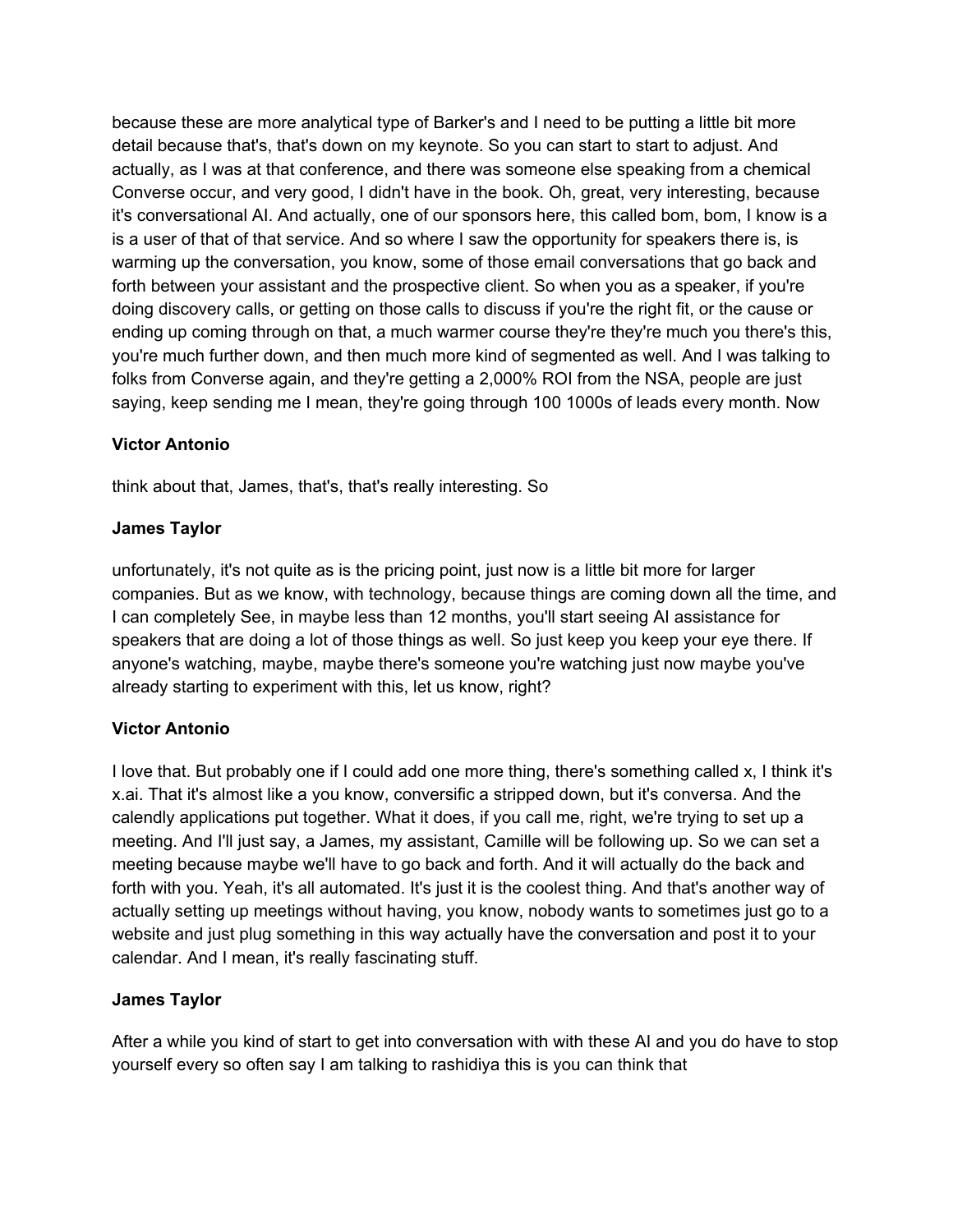because these are more analytical type of Barker's and I need to be putting a little bit more detail because that's, that's down on my keynote. So you can start to start to adjust. And actually, as I was at that conference, and there was someone else speaking from a chemical Converse occur, and very good, I didn't have in the book. Oh, great, very interesting, because it's conversational AI. And actually, one of our sponsors here, this called bom, bom, I know is a is a user of that of that service. And so where I saw the opportunity for speakers there is, is warming up the conversation, you know, some of those email conversations that go back and forth between your assistant and the prospective client. So when you as a speaker, if you're doing discovery calls, or getting on those calls to discuss if you're the right fit, or the cause or ending up coming through on that, a much warmer course they're they're much you there's this, you're much further down, and then much more kind of segmented as well. And I was talking to folks from Converse again, and they're getting a 2,000% ROI from the NSA, people are just saying, keep sending me I mean, they're going through 100 1000s of leads every month. Now

**Victor Antonio**

think about that, James, that's, that's really interesting. So

**James Taylor**

unfortunately, it's not quite as is the pricing point, just now is a little bit more for larger companies. But as we know, with technology, because things are coming down all the time, and I can completely See, in maybe less than 12 months, you'll start seeing AI assistance for speakers that are doing a lot of those things as well. So just keep you keep your eye there. If anyone's watching, maybe, maybe there's someone you're watching just now maybe you've already starting to experiment with this, let us know, right?

**Victor Antonio**

I love that. But probably one if I could add one more thing, there's something called x, I think it's x.ai. That it's almost like a you know, conversific a stripped down, but it's conversa. And the calendly applications put together. What it does, if you call me, right, we're trying to set up a meeting. And I'll just say, a James, my assistant, Camille will be following up. So we can set a meeting because maybe we'll have to go back and forth. And it will actually do the back and forth with you. Yeah, it's all automated. It's just it is the coolest thing. And that's another way of actually setting up meetings without having, you know, nobody wants to sometimes just go to a website and just plug something in this way actually have the conversation and post it to your calendar. And I mean, it's really fascinating stuff.

**James Taylor**

After a while you kind of start to get into conversation with with these AI and you do have to stop yourself every so often say I am talking to rashidiya this is you can think that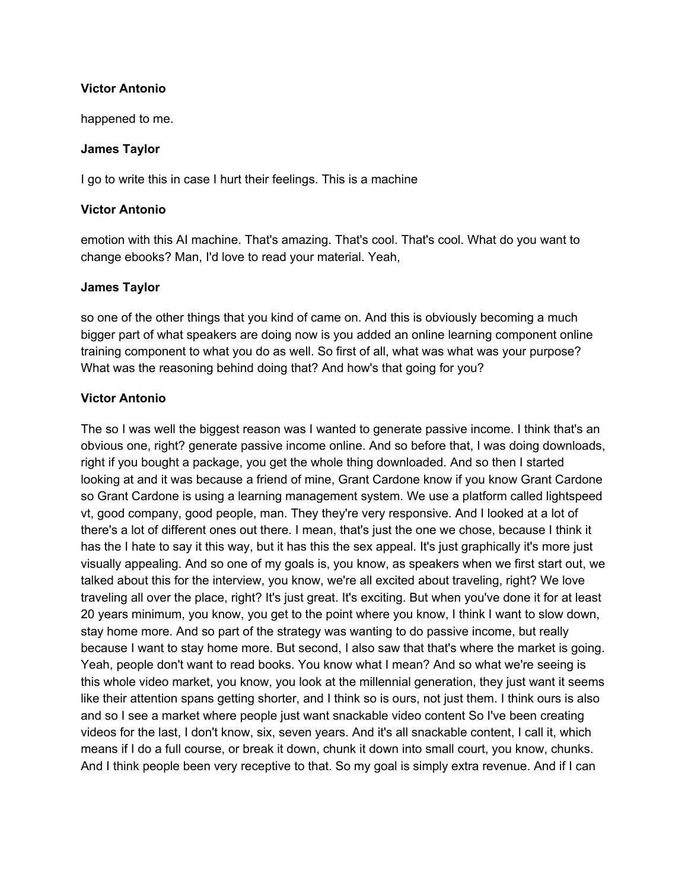**Victor Antonio**

happened to me.

**James Taylor**

I go to write this in case I hurt their feelings. This is a machine

**Victor Antonio**

emotion with this AI machine. That's amazing. That's cool. That's cool. What do you want to change ebooks? Man, I'd love to read your material. Yeah,

**James Taylor**

so one of the other things that you kind of came on. And this is obviously becoming a much bigger part of what speakers are doing now is you added an online learning component online training component to what you do as well. So first of all, what was what was your purpose? What was the reasoning behind doing that? And how's that going for you?

**Victor Antonio**

The so I was well the biggest reason was I wanted to generate passive income. I think that's an obvious one, right? generate passive income online. And so before that, I was doing downloads, right if you bought a package, you get the whole thing downloaded. And so then I started looking at and it was because a friend of mine, Grant Cardone know if you know Grant Cardone so Grant Cardone is using a learning management system. We use a platform called lightspeed vt, good company, good people, man. They they're very responsive. And I looked at a lot of there's a lot of different ones out there. I mean, that's just the one we chose, because I think it has the I hate to say it this way, but it has this the sex appeal. It's just graphically it's more just visually appealing. And so one of my goals is, you know, as speakers when we first start out, we talked about this for the interview, you know, we're all excited about traveling, right? We love traveling all over the place, right? It's just great. It's exciting. But when you've done it for at least 20 years minimum, you know, you get to the point where you know, I think I want to slow down, stay home more. And so part of the strategy was wanting to do passive income, but really because I want to stay home more. But second, I also saw that that's where the market is going. Yeah, people don't want to read books. You know what I mean? And so what we're seeing is this whole video market, you know, you look at the millennial generation, they just want it seems like their attention spans getting shorter, and I think so is ours, not just them. I think ours is also and so I see a market where people just want snackable video content So I've been creating videos for the last, I don't know, six, seven years. And it's all snackable content, I call it, which means if I do a full course, or break it down, chunk it down into small court, you know, chunks. And I think people been very receptive to that. So my goal is simply extra revenue. And if I can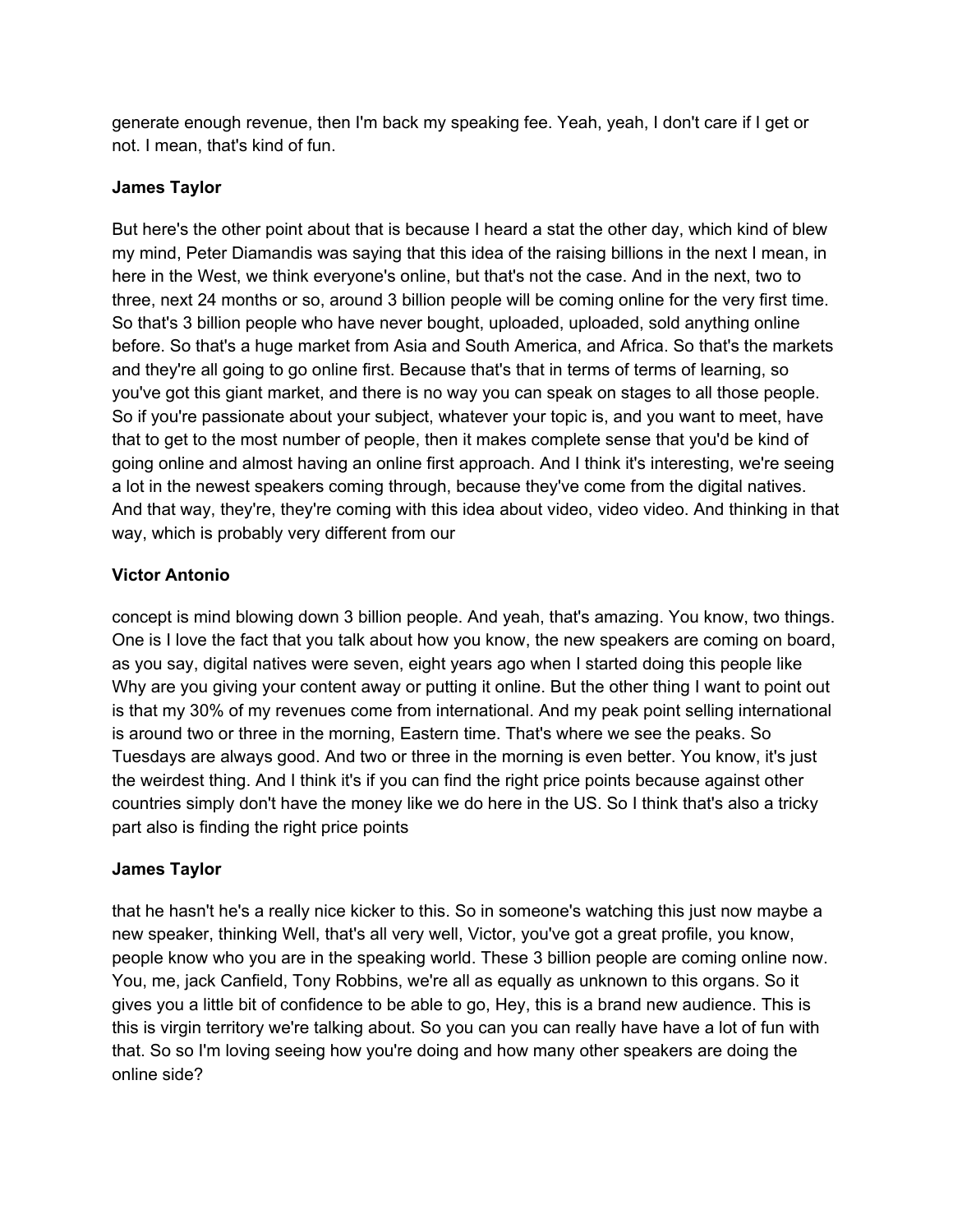generate enough revenue, then I'm back my speaking fee. Yeah, yeah, I don't care if I get or not. I mean, that's kind of fun.

**James Taylor**

But here's the other point about that is because I heard a stat the other day, which kind of blew my mind, Peter Diamandis was saying that this idea of the raising billions in the next I mean, in here in the West, we think everyone's online, but that's not the case. And in the next, two to three, next 24 months or so, around 3 billion people will be coming online for the very first time. So that's 3 billion people who have never bought, uploaded, uploaded, sold anything online before. So that's a huge market from Asia and South America, and Africa. So that's the markets and they're all going to go online first. Because that's that in terms of terms of learning, so you've got this giant market, and there is no way you can speak on stages to all those people. So if you're passionate about your subject, whatever your topic is, and you want to meet, have that to get to the most number of people, then it makes complete sense that you'd be kind of going online and almost having an online first approach. And I think it's interesting, we're seeing a lot in the newest speakers coming through, because they've come from the digital natives. And that way, they're, they're coming with this idea about video, video video. And thinking in that way, which is probably very different from our

**Victor Antonio**

concept is mind blowing down 3 billion people. And yeah, that's amazing. You know, two things. One is I love the fact that you talk about how you know, the new speakers are coming on board, as you say, digital natives were seven, eight years ago when I started doing this people like Why are you giving your content away or putting it online. But the other thing I want to point out is that my 30% of my revenues come from international. And my peak point selling international is around two or three in the morning, Eastern time. That's where we see the peaks. So Tuesdays are always good. And two or three in the morning is even better. You know, it's just the weirdest thing. And I think it's if you can find the right price points because against other countries simply don't have the money like we do here in the US. So I think that's also a tricky part also is finding the right price points

**James Taylor**

that he hasn't he's a really nice kicker to this. So in someone's watching this just now maybe a new speaker, thinking Well, that's all very well, Victor, you've got a great profile, you know, people know who you are in the speaking world. These 3 billion people are coming online now. You, me, jack Canfield, Tony Robbins, we're all as equally as unknown to this organs. So it gives you a little bit of confidence to be able to go, Hey, this is a brand new audience. This is this is virgin territory we're talking about. So you can you can really have have a lot of fun with that. So so I'm loving seeing how you're doing and how many other speakers are doing the online side?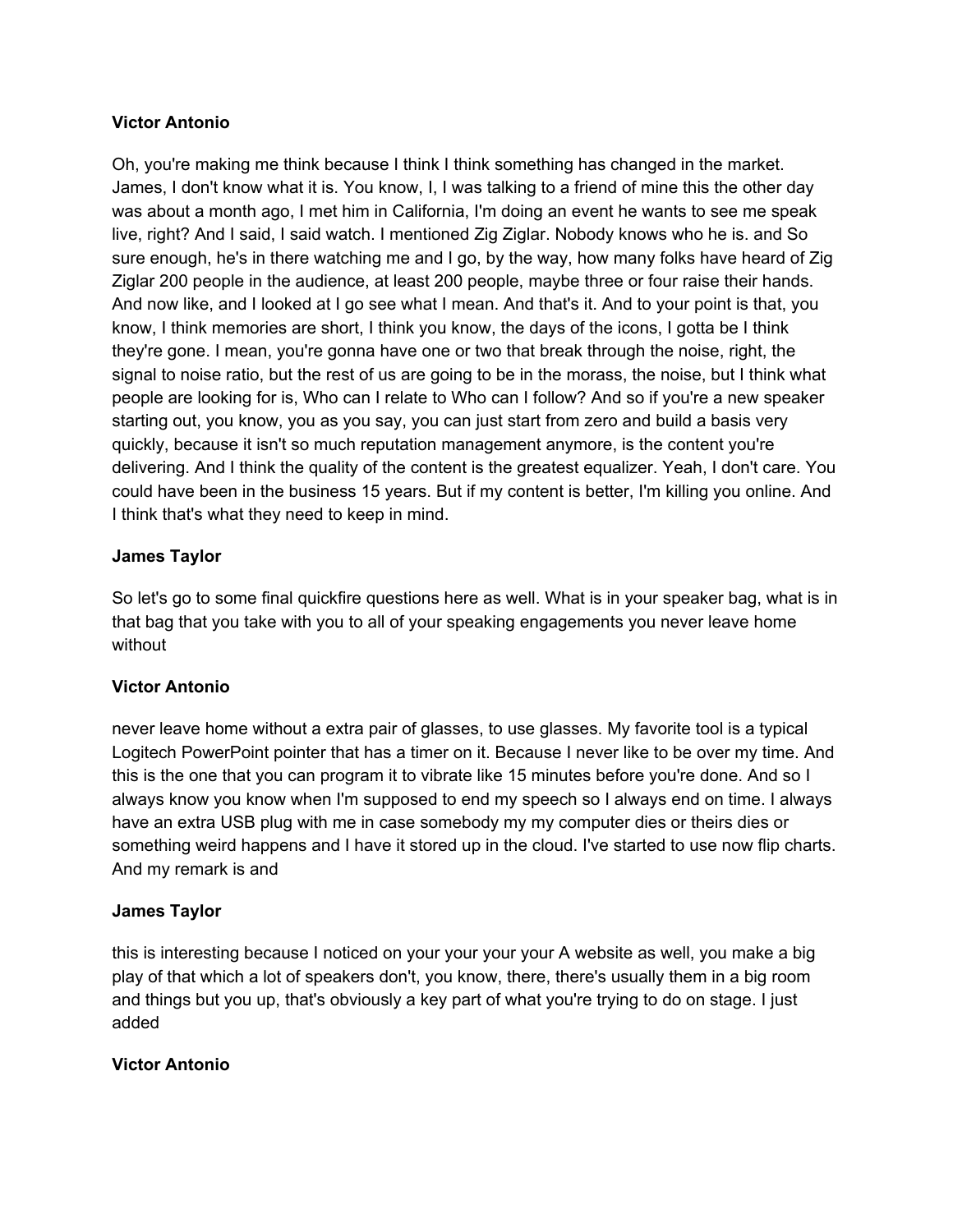**Victor Antonio**

Oh, you're making me think because I think I think something has changed in the market. James, I don't know what it is. You know, I, I was talking to a friend of mine this the other day was about a month ago, I met him in California, I'm doing an event he wants to see me speak live, right? And I said, I said watch. I mentioned Zig Ziglar. Nobody knows who he is. and So sure enough, he's in there watching me and I go, by the way, how many folks have heard of Zig Ziglar 200 people in the audience, at least 200 people, maybe three or four raise their hands. And now like, and I looked at I go see what I mean. And that's it. And to your point is that, you know, I think memories are short, I think you know, the days of the icons, I gotta be I think they're gone. I mean, you're gonna have one or two that break through the noise, right, the signal to noise ratio, but the rest of us are going to be in the morass, the noise, but I think what people are looking for is, Who can I relate to Who can I follow? And so if you're a new speaker starting out, you know, you as you say, you can just start from zero and build a basis very quickly, because it isn't so much reputation management anymore, is the content you're delivering. And I think the quality of the content is the greatest equalizer. Yeah, I don't care. You could have been in the business 15 years. But if my content is better, I'm killing you online. And I think that's what they need to keep in mind.

**James Taylor**

So let's go to some final quickfire questions here as well. What is in your speaker bag, what is in that bag that you take with you to all of your speaking engagements you never leave home without

**Victor Antonio**

never leave home without a extra pair of glasses, to use glasses. My favorite tool is a typical Logitech PowerPoint pointer that has a timer on it. Because I never like to be over my time. And this is the one that you can program it to vibrate like 15 minutes before you're done. And so I always know you know when I'm supposed to end my speech so I always end on time. I always have an extra USB plug with me in case somebody my my computer dies or theirs dies or something weird happens and I have it stored up in the cloud. I've started to use now flip charts. And my remark is and

**James Taylor**

this is interesting because I noticed on your your your your A website as well, you make a big play of that which a lot of speakers don't, you know, there, there's usually them in a big room and things but you up, that's obviously a key part of what you're trying to do on stage. I just added

**Victor Antonio**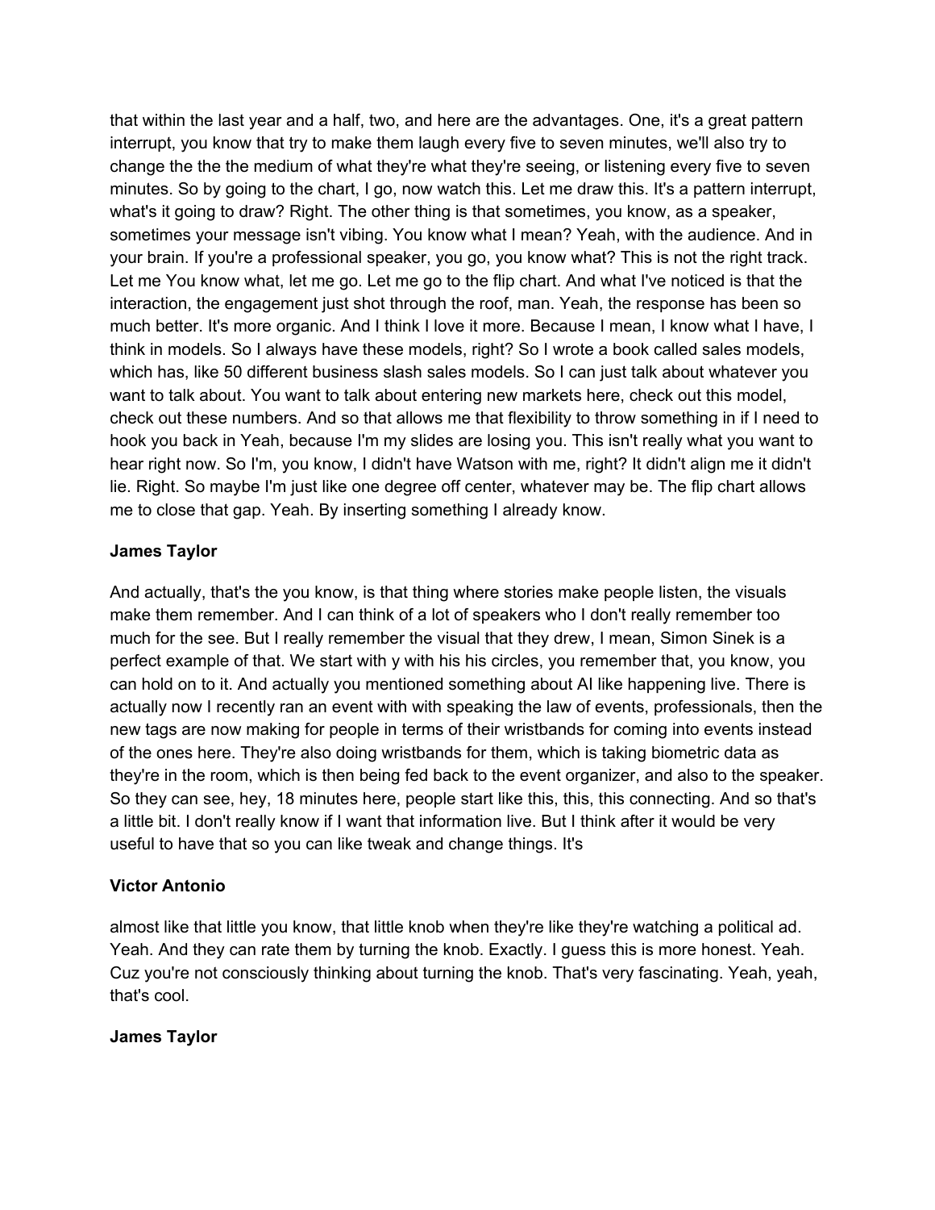that within the last year and a half, two, and here are the advantages. One, it's a great pattern interrupt, you know that try to make them laugh every five to seven minutes, we'll also try to change the the the medium of what they're what they're seeing, or listening every five to seven minutes. So by going to the chart, I go, now watch this. Let me draw this. It's a pattern interrupt, what's it going to draw? Right. The other thing is that sometimes, you know, as a speaker, sometimes your message isn't vibing. You know what I mean? Yeah, with the audience. And in your brain. If you're a professional speaker, you go, you know what? This is not the right track. Let me You know what, let me go. Let me go to the flip chart. And what I've noticed is that the interaction, the engagement just shot through the roof, man. Yeah, the response has been so much better. It's more organic. And I think I love it more. Because I mean, I know what I have, I think in models. So I always have these models, right? So I wrote a book called sales models, which has, like 50 different business slash sales models. So I can just talk about whatever you want to talk about. You want to talk about entering new markets here, check out this model, check out these numbers. And so that allows me that flexibility to throw something in if I need to hook you back in Yeah, because I'm my slides are losing you. This isn't really what you want to hear right now. So I'm, you know, I didn't have Watson with me, right? It didn't align me it didn't lie. Right. So maybe I'm just like one degree off center, whatever may be. The flip chart allows me to close that gap. Yeah. By inserting something I already know.

**James Taylor**

And actually, that's the you know, is that thing where stories make people listen, the visuals make them remember. And I can think of a lot of speakers who I don't really remember too much for the see. But I really remember the visual that they drew, I mean, Simon Sinek is a perfect example of that. We start with y with his his circles, you remember that, you know, you can hold on to it. And actually you mentioned something about AI like happening live. There is actually now I recently ran an event with with speaking the law of events, professionals, then the new tags are now making for people in terms of their wristbands for coming into events instead of the ones here. They're also doing wristbands for them, which is taking biometric data as they're in the room, which is then being fed back to the event organizer, and also to the speaker. So they can see, hey, 18 minutes here, people start like this, this, this connecting. And so that's a little bit. I don't really know if I want that information live. But I think after it would be very useful to have that so you can like tweak and change things. It's

**Victor Antonio**

almost like that little you know, that little knob when they're like they're watching a political ad. Yeah. And they can rate them by turning the knob. Exactly. I guess this is more honest. Yeah. Cuz you're not consciously thinking about turning the knob. That's very fascinating. Yeah, yeah, that's cool.

**James Taylor**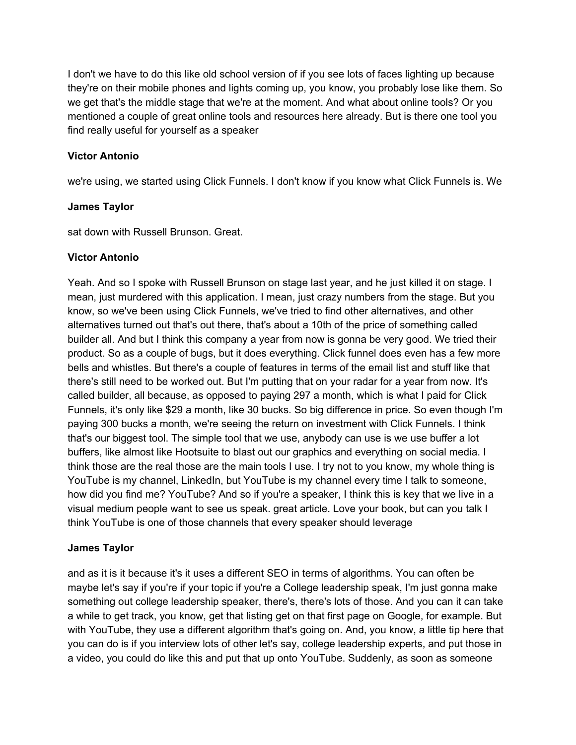I don't we have to do this like old school version of if you see lots of faces lighting up because they're on their mobile phones and lights coming up, you know, you probably lose like them. So we get that's the middle stage that we're at the moment. And what about online tools? Or you mentioned a couple of great online tools and resources here already. But is there one tool you find really useful for yourself as a speaker

**Victor Antonio**

we're using, we started using Click Funnels. I don't know if you know what Click Funnels is. We

**James Taylor**

sat down with Russell Brunson. Great.

**Victor Antonio**

Yeah. And so I spoke with Russell Brunson on stage last year, and he just killed it on stage. I mean, just murdered with this application. I mean, just crazy numbers from the stage. But you know, so we've been using Click Funnels, we've tried to find other alternatives, and other alternatives turned out that's out there, that's about a 10th of the price of something called builder all. And but I think this company a year from now is gonna be very good. We tried their product. So as a couple of bugs, but it does everything. Click funnel does even has a few more bells and whistles. But there's a couple of features in terms of the email list and stuff like that there's still need to be worked out. But I'm putting that on your radar for a year from now. It's called builder, all because, as opposed to paying 297 a month, which is what I paid for Click Funnels, it's only like $29 a month, like 30 bucks. So big difference in price. So even though I'm paying 300 bucks a month, we're seeing the return on investment with Click Funnels. I think that's our biggest tool. The simple tool that we use, anybody can use is we use buffer a lot buffers, like almost like Hootsuite to blast out our graphics and everything on social media. I think those are the real those are the main tools I use. I try not to you know, my whole thing is YouTube is my channel, LinkedIn, but YouTube is my channel every time I talk to someone, how did you find me? YouTube? And so if you're a speaker, I think this is key that we live in a visual medium people want to see us speak. great article. Love your book, but can you talk I think YouTube is one of those channels that every speaker should leverage

**James Taylor**

and as it is it because it's it uses a different SEO in terms of algorithms. You can often be maybe let's say if you're if your topic if you're a College leadership speak, I'm just gonna make something out college leadership speaker, there's, there's lots of those. And you can it can take a while to get track, you know, get that listing get on that first page on Google, for example. But with YouTube, they use a different algorithm that's going on. And, you know, a little tip here that you can do is if you interview lots of other let's say, college leadership experts, and put those in a video, you could do like this and put that up onto YouTube. Suddenly, as soon as someone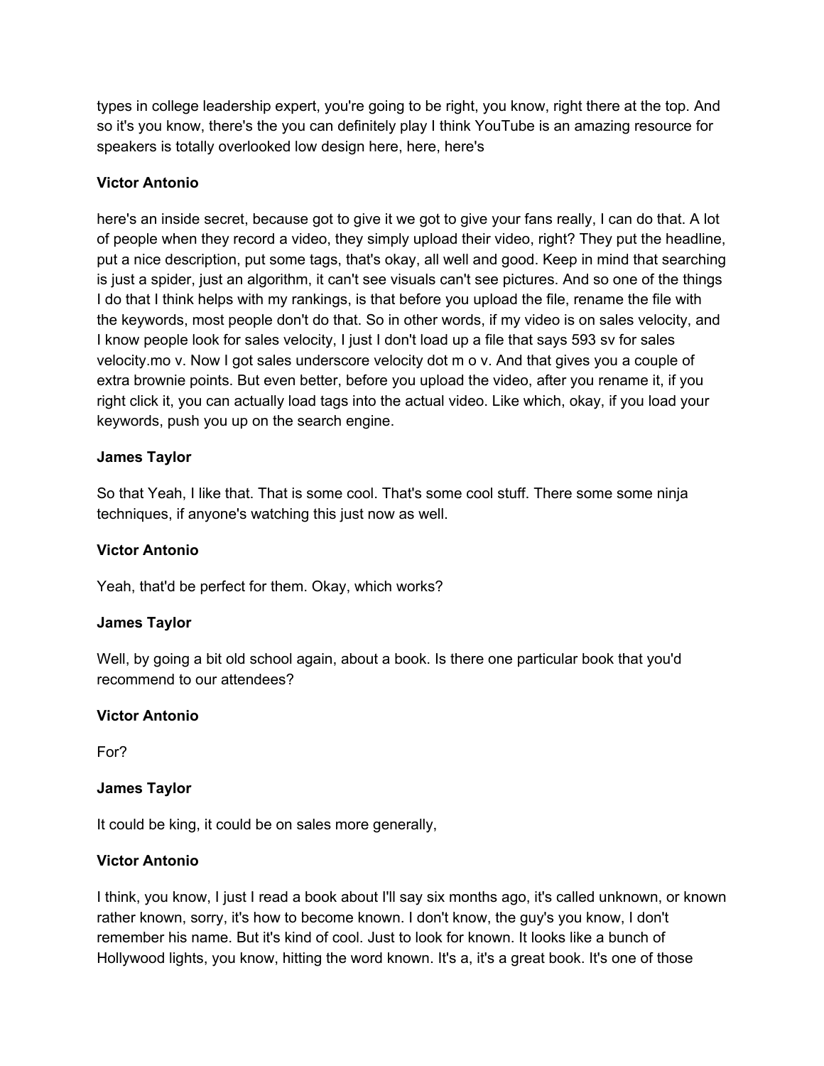types in college leadership expert, you're going to be right, you know, right there at the top. And so it's you know, there's the you can definitely play I think YouTube is an amazing resource for speakers is totally overlooked low design here, here, here's

**Victor Antonio**

here's an inside secret, because got to give it we got to give your fans really, I can do that. A lot of people when they record a video, they simply upload their video, right? They put the headline, put a nice description, put some tags, that's okay, all well and good. Keep in mind that searching is just a spider, just an algorithm, it can't see visuals can't see pictures. And so one of the things I do that I think helps with my rankings, is that before you upload the file, rename the file with the keywords, most people don't do that. So in other words, if my video is on sales velocity, and I know people look for sales velocity, I just I don't load up a file that says 593 sv for sales velocity.mo v. Now I got sales underscore velocity dot m o v. And that gives you a couple of extra brownie points. But even better, before you upload the video, after you rename it, if you right click it, you can actually load tags into the actual video. Like which, okay, if you load your keywords, push you up on the search engine.

**James Taylor**

So that Yeah, I like that. That is some cool. That's some cool stuff. There some some ninja techniques, if anyone's watching this just now as well.

**Victor Antonio**

Yeah, that'd be perfect for them. Okay, which works?

**James Taylor**

Well, by going a bit old school again, about a book. Is there one particular book that you'd recommend to our attendees?

**Victor Antonio**

For?

**James Taylor**

It could be king, it could be on sales more generally,

**Victor Antonio**

I think, you know, I just I read a book about I'll say six months ago, it's called unknown, or known rather known, sorry, it's how to become known. I don't know, the guy's you know, I don't remember his name. But it's kind of cool. Just to look for known. It looks like a bunch of Hollywood lights, you know, hitting the word known. It's a, it's a great book. It's one of those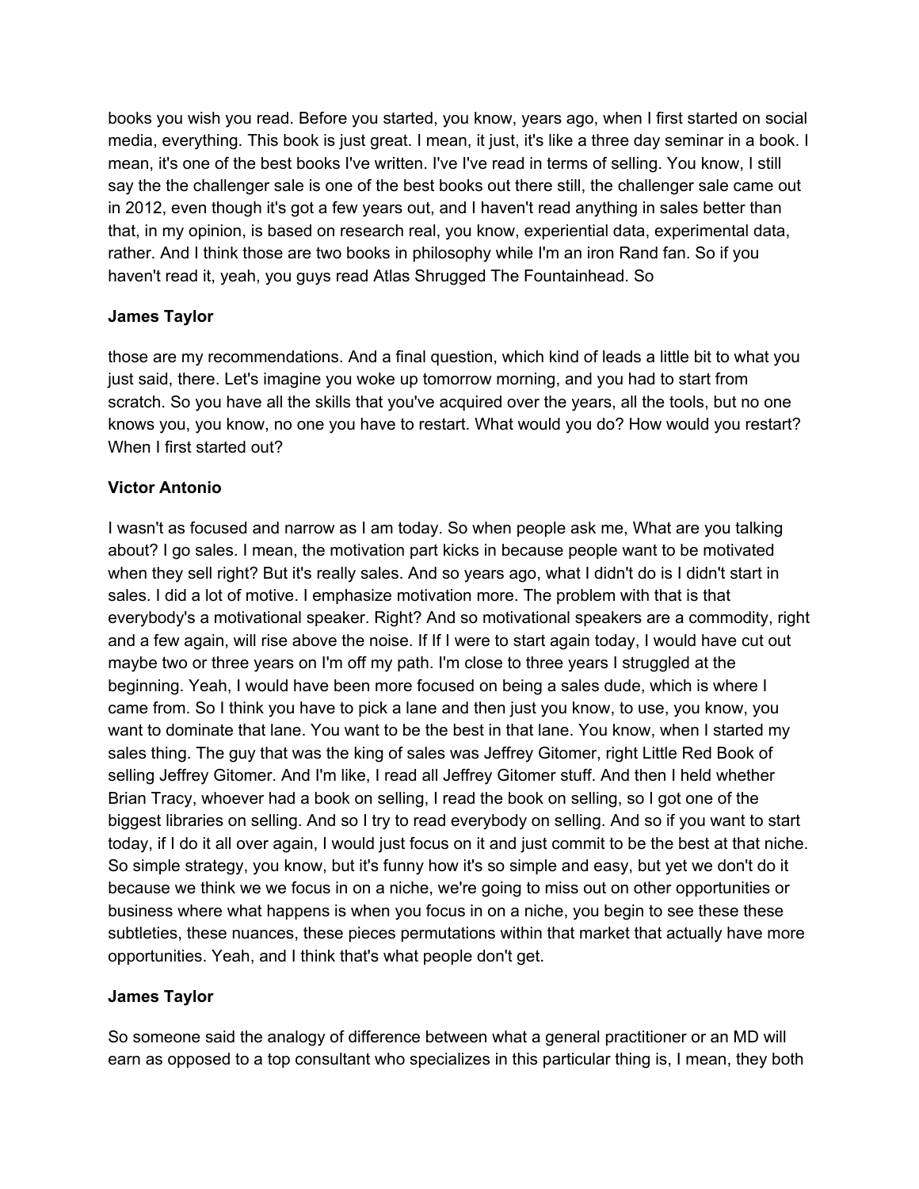books you wish you read. Before you started, you know, years ago, when I first started on social media, everything. This book is just great. I mean, it just, it's like a three day seminar in a book. I mean, it's one of the best books I've written. I've I've read in terms of selling. You know, I still say the the challenger sale is one of the best books out there still, the challenger sale came out in 2012, even though it's got a few years out, and I haven't read anything in sales better than that, in my opinion, is based on research real, you know, experiential data, experimental data, rather. And I think those are two books in philosophy while I'm an iron Rand fan. So if you haven't read it, yeah, you guys read Atlas Shrugged The Fountainhead. So

**James Taylor**

those are my recommendations. And a final question, which kind of leads a little bit to what you just said, there. Let's imagine you woke up tomorrow morning, and you had to start from scratch. So you have all the skills that you've acquired over the years, all the tools, but no one knows you, you know, no one you have to restart. What would you do? How would you restart? When I first started out?

**Victor Antonio**

I wasn't as focused and narrow as I am today. So when people ask me, What are you talking about? I go sales. I mean, the motivation part kicks in because people want to be motivated when they sell right? But it's really sales. And so years ago, what I didn't do is I didn't start in sales. I did a lot of motive. I emphasize motivation more. The problem with that is that everybody's a motivational speaker. Right? And so motivational speakers are a commodity, right and a few again, will rise above the noise. If If I were to start again today, I would have cut out maybe two or three years on I'm off my path. I'm close to three years I struggled at the beginning. Yeah, I would have been more focused on being a sales dude, which is where I came from. So I think you have to pick a lane and then just you know, to use, you know, you want to dominate that lane. You want to be the best in that lane. You know, when I started my sales thing. The guy that was the king of sales was Jeffrey Gitomer, right Little Red Book of selling Jeffrey Gitomer. And I'm like, I read all Jeffrey Gitomer stuff. And then I held whether Brian Tracy, whoever had a book on selling, I read the book on selling, so I got one of the biggest libraries on selling. And so I try to read everybody on selling. And so if you want to start today, if I do it all over again, I would just focus on it and just commit to be the best at that niche. So simple strategy, you know, but it's funny how it's so simple and easy, but yet we don't do it because we think we we focus in on a niche, we're going to miss out on other opportunities or business where what happens is when you focus in on a niche, you begin to see these these subtleties, these nuances, these pieces permutations within that market that actually have more opportunities. Yeah, and I think that's what people don't get.

**James Taylor**

So someone said the analogy of difference between what a general practitioner or an MD will earn as opposed to a top consultant who specializes in this particular thing is, I mean, they both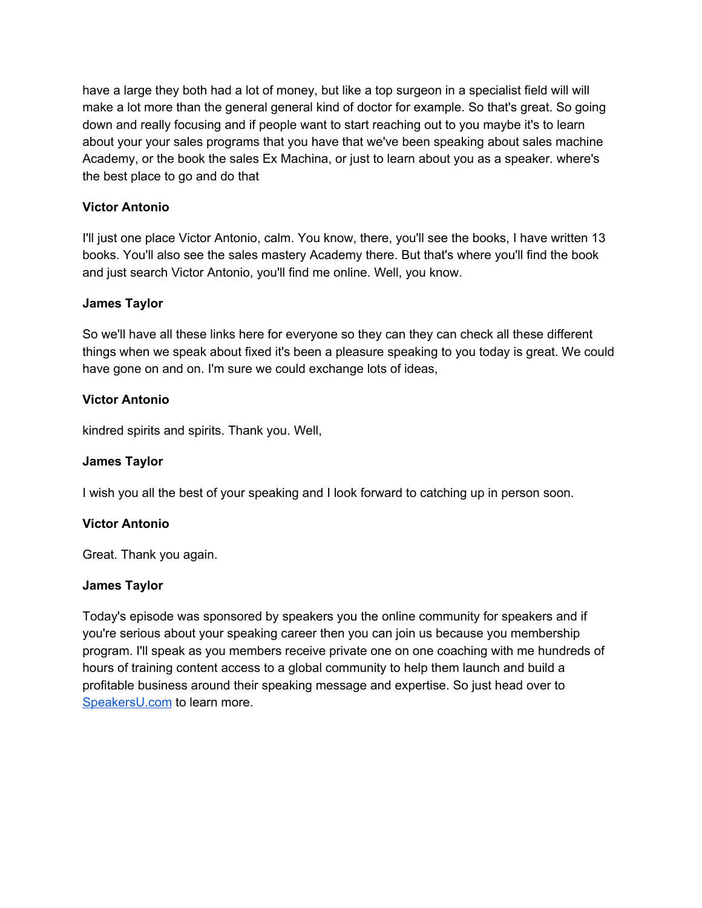have a large they both had a lot of money, but like a top surgeon in a specialist field will will make a lot more than the general general kind of doctor for example. So that's great. So going down and really focusing and if people want to start reaching out to you maybe it's to learn about your your sales programs that you have that we've been speaking about sales machine Academy, or the book the sales Ex Machina, or just to learn about you as a speaker. where's the best place to go and do that

**Victor Antonio**

I'll just one place Victor Antonio, calm. You know, there, you'll see the books, I have written 13 books. You'll also see the sales mastery Academy there. But that's where you'll find the book and just search Victor Antonio, you'll find me online. Well, you know.

**James Taylor**

So we'll have all these links here for everyone so they can they can check all these different things when we speak about fixed it's been a pleasure speaking to you today is great. We could have gone on and on. I'm sure we could exchange lots of ideas,

**Victor Antonio**

kindred spirits and spirits. Thank you. Well,

**James Taylor**

I wish you all the best of your speaking and I look forward to catching up in person soon.

**Victor Antonio**

Great. Thank you again.

**James Taylor**

Today's episode was sponsored by speakers you the online community for speakers and if you're serious about your speaking career then you can join us because you membership program. I'll speak as you members receive private one on one coaching with me hundreds of hours of training content access to a global community to help them launch and build a profitable business around their speaking message and expertise. So just head over to [SpeakersU.com](http://SpeakersU.com) to learn more.